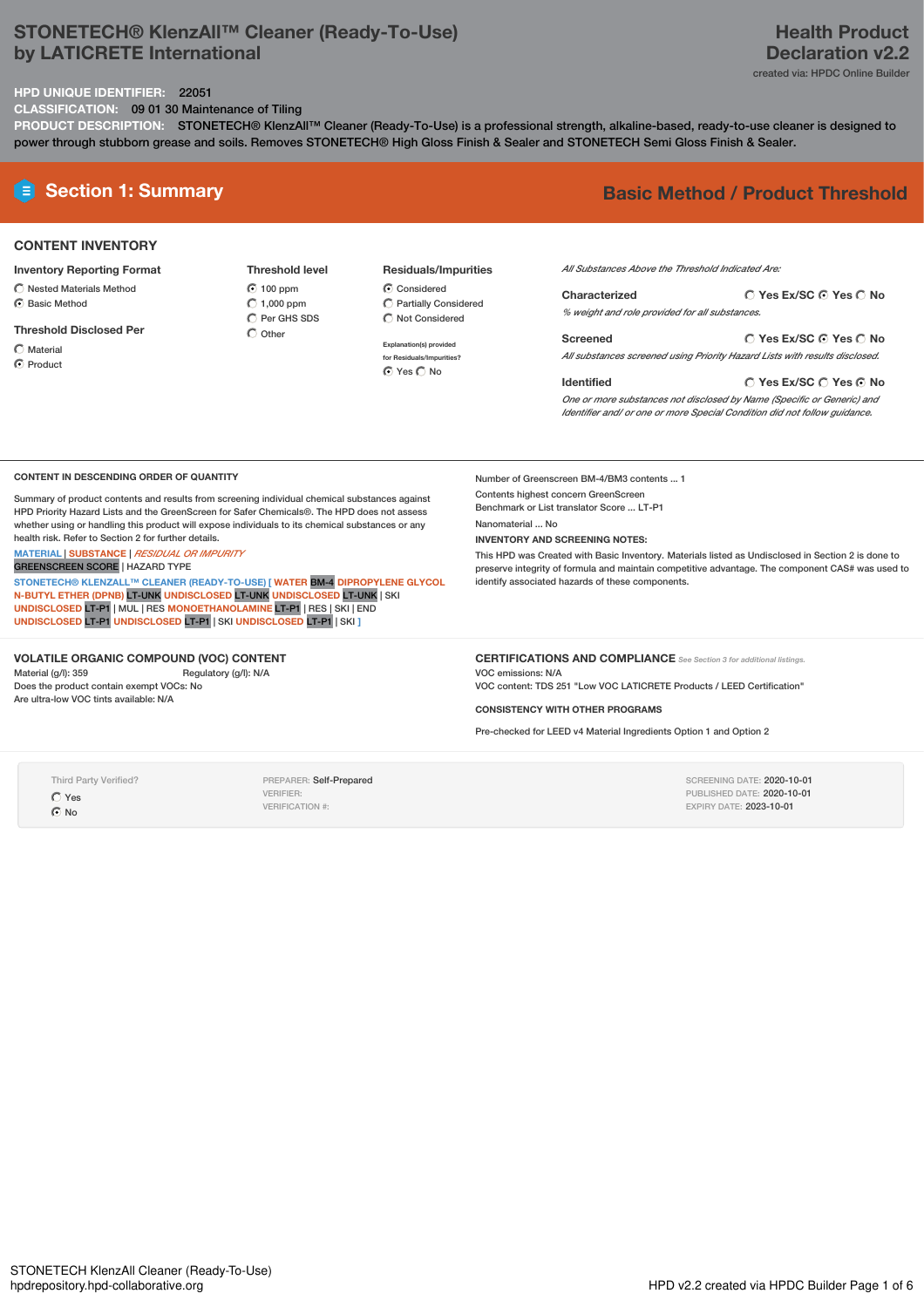# STONETECH® KlenzAll™ Cleaner (Ready-To-Use) by LATICRETE International

**Health Product Declaration v2.2**
created via: HPDC Online Builder

**HPD UNIQUE IDENTIFIER:** 22051

**CLASSIFICATION:** 09 01 30 Maintenance of Tiling

**PRODUCT DESCRIPTION:** STONETECH® KlenzAll™ Cleaner (Ready-To-Use) is a professional strength, alkaline-based, ready-to-use cleaner is designed to power through stubborn grease and soils. Removes STONETECH® High Gloss Finish & Sealer and STONETECH Semi Gloss Finish & Sealer.

## Section 1: Summary

**Basic Method / Product Threshold**

### CONTENT INVENTORY

**Inventory Reporting Format**
- ○ Nested Materials Method
- ◉ Basic Method

**Threshold Disclosed Per**
- ○ Material
- ◉ Product

**Threshold level**
- ◉ 100 ppm
- ○ 1,000 ppm
- ○ Per GHS SDS
- ○ Other

**Residuals/Impurities**
- ◉ Considered
- ○ Partially Considered
- ○ Not Considered

Explanation(s) provided for Residuals/Impurities?
◉ Yes ○ No

*All Substances Above the Threshold Indicated Are:*

**Characterized** ○ Yes Ex/SC ◉ Yes ○ No
*% weight and role provided for all substances.*

**Screened** ○ Yes Ex/SC ◉ Yes ○ No
*All substances screened using Priority Hazard Lists with results disclosed.*

**Identified** ○ Yes Ex/SC ○ Yes ◉ No
*One or more substances not disclosed by Name (Specific or Generic) and Identifier and/ or one or more Special Condition did not follow guidance.*

**CONTENT IN DESCENDING ORDER OF QUANTITY**

Summary of product contents and results from screening individual chemical substances against HPD Priority Hazard Lists and the GreenScreen for Safer Chemicals®. The HPD does not assess whether using or handling this product will expose individuals to its chemical substances or any health risk. Refer to Section 2 for further details.

MATERIAL | SUBSTANCE | *RESIDUAL OR IMPURITY*
GREENSCREEN SCORE | HAZARD TYPE

STONETECH® KLENZALL™ CLEANER (READY-TO-USE) [ WATER BM-4 DIPROPYLENE GLYCOL N-BUTYL ETHER (DPNB) LT-UNK UNDISCLOSED LT-UNK UNDISCLOSED LT-UNK | SKI UNDISCLOSED LT-P1 | MUL | RES MONOETHANOLAMINE LT-P1 | RES | SKI | END UNDISCLOSED LT-P1 UNDISCLOSED LT-P1 | SKI UNDISCLOSED LT-P1 | SKI ]

Number of Greenscreen BM-4/BM3 contents ... 1

Contents highest concern GreenScreen Benchmark or List translator Score ... LT-P1

Nanomaterial ... No

**INVENTORY AND SCREENING NOTES:**

This HPD was Created with Basic Inventory. Materials listed as Undisclosed in Section 2 is done to preserve integrity of formula and maintain competitive advantage. The component CAS# was used to identify associated hazards of these components.

### VOLATILE ORGANIC COMPOUND (VOC) CONTENT

Material (g/l): 359
Regulatory (g/l): N/A
Does the product contain exempt VOCs: No
Are ultra-low VOC tints available: N/A

### CERTIFICATIONS AND COMPLIANCE *See Section 3 for additional listings.*

VOC emissions: N/A
VOC content: TDS 251 "Low VOC LATICRETE Products / LEED Certification"

**CONSISTENCY WITH OTHER PROGRAMS**

Pre-checked for LEED v4 Material Ingredients Option 1 and Option 2

Third Party Verified?
- ○ Yes
- ◉ No

PREPARER: Self-Prepared
VERIFIER:
VERIFICATION #:

SCREENING DATE: 2020-10-01
PUBLISHED DATE: 2020-10-01
EXPIRY DATE: 2023-10-01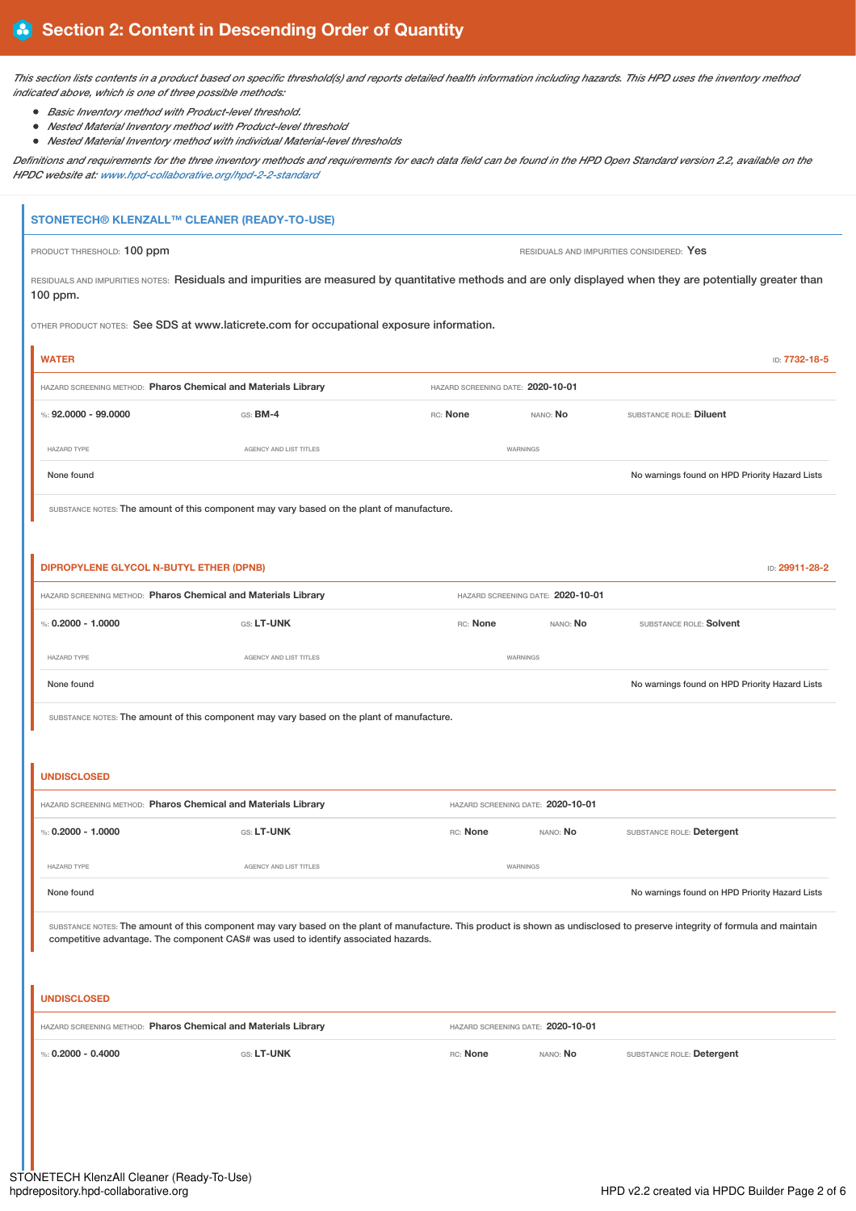## Section 2: Content in Descending Order of Quantity

*This section lists contents in a product based on specific threshold(s) and reports detailed health information including hazards. This HPD uses the inventory method indicated above, which is one of three possible methods:*

- *Basic Inventory method with Product-level threshold.*
- *Nested Material Inventory method with Product-level threshold*
- *Nested Material Inventory method with individual Material-level thresholds*

*Definitions and requirements for the three inventory methods and requirements for each data field can be found in the HPD Open Standard version 2.2, available on the HPDC website at: www.hpd-collaborative.org/hpd-2-2-standard*

### STONETECH® KLENZALL™ CLEANER (READY-TO-USE)

PRODUCT THRESHOLD: 100 ppm

RESIDUALS AND IMPURITIES CONSIDERED: Yes

RESIDUALS AND IMPURITIES NOTES: Residuals and impurities are measured by quantitative methods and are only displayed when they are potentially greater than 100 ppm.

OTHER PRODUCT NOTES: See SDS at www.laticrete.com for occupational exposure information.

#### WATER

ID: 7732-18-5

HAZARD SCREENING METHOD: **Pharos Chemical and Materials Library** HAZARD SCREENING DATE: **2020-10-01**

%: **92.0000 - 99.0000** GS: **BM-4** RC: **None** NANO: **No** SUBSTANCE ROLE: **Diluent**

| HAZARD TYPE | AGENCY AND LIST TITLES | WARNINGS |
|---|---|---|
| None found | | No warnings found on HPD Priority Hazard Lists |

SUBSTANCE NOTES: The amount of this component may vary based on the plant of manufacture.

#### DIPROPYLENE GLYCOL N-BUTYL ETHER (DPNB)

ID: 29911-28-2

HAZARD SCREENING METHOD: **Pharos Chemical and Materials Library** HAZARD SCREENING DATE: **2020-10-01**

%: **0.2000 - 1.0000** GS: **LT-UNK** RC: **None** NANO: **No** SUBSTANCE ROLE: **Solvent**

| HAZARD TYPE | AGENCY AND LIST TITLES | WARNINGS |
|---|---|---|
| None found | | No warnings found on HPD Priority Hazard Lists |

SUBSTANCE NOTES: The amount of this component may vary based on the plant of manufacture.

#### UNDISCLOSED

HAZARD SCREENING METHOD: **Pharos Chemical and Materials Library** HAZARD SCREENING DATE: **2020-10-01**

%: **0.2000 - 1.0000** GS: **LT-UNK** RC: **None** NANO: **No** SUBSTANCE ROLE: **Detergent**

| HAZARD TYPE | AGENCY AND LIST TITLES | WARNINGS |
|---|---|---|
| None found | | No warnings found on HPD Priority Hazard Lists |

SUBSTANCE NOTES: The amount of this component may vary based on the plant of manufacture. This product is shown as undisclosed to preserve integrity of formula and maintain competitive advantage. The component CAS# was used to identify associated hazards.

#### UNDISCLOSED

HAZARD SCREENING METHOD: **Pharos Chemical and Materials Library** HAZARD SCREENING DATE: **2020-10-01**

%: **0.2000 - 0.4000** GS: **LT-UNK** RC: **None** NANO: **No** SUBSTANCE ROLE: **Detergent**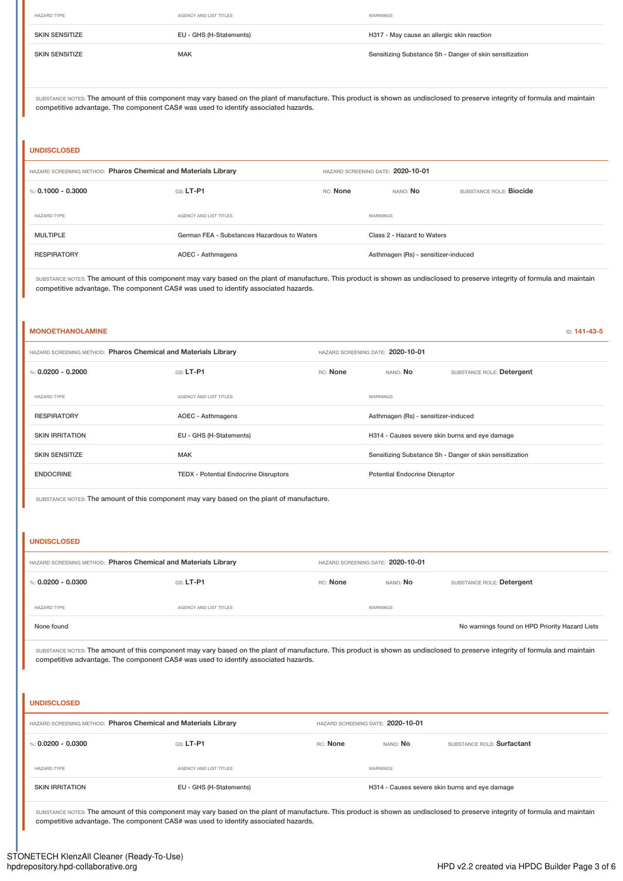| HAZARD TYPE | AGENCY AND LIST TITLES | WARNINGS |
| --- | --- | --- |
| SKIN SENSITIZE | EU - GHS (H-Statements) | H317 - May cause an allergic skin reaction |
| SKIN SENSITIZE | MAK | Sensitizing Substance Sh - Danger of skin sensitization |

SUBSTANCE NOTES: The amount of this component may vary based on the plant of manufacture. This product is shown as undisclosed to preserve integrity of formula and maintain competitive advantage. The component CAS# was used to identify associated hazards.

## UNDISCLOSED

HAZARD SCREENING METHOD: **Pharos Chemical and Materials Library** HAZARD SCREENING DATE: **2020-10-01**

%: **0.1000 - 0.3000** GS: **LT-P1** RC: **None** NANO: **No** SUBSTANCE ROLE: **Biocide**

| HAZARD TYPE | AGENCY AND LIST TITLES | WARNINGS |
| --- | --- | --- |
| MULTIPLE | German FEA - Substances Hazardous to Waters | Class 2 - Hazard to Waters |
| RESPIRATORY | AOEC - Asthmagens | Asthmagen (Rs) - sensitizer-induced |

SUBSTANCE NOTES: The amount of this component may vary based on the plant of manufacture. This product is shown as undisclosed to preserve integrity of formula and maintain competitive advantage. The component CAS# was used to identify associated hazards.

## MONOETHANOLAMINE

ID: **141-43-5**

HAZARD SCREENING METHOD: **Pharos Chemical and Materials Library** HAZARD SCREENING DATE: **2020-10-01**

%: **0.0200 - 0.2000** GS: **LT-P1** RC: **None** NANO: **No** SUBSTANCE ROLE: **Detergent**

| HAZARD TYPE | AGENCY AND LIST TITLES | WARNINGS |
| --- | --- | --- |
| RESPIRATORY | AOEC - Asthmagens | Asthmagen (Rs) - sensitizer-induced |
| SKIN IRRITATION | EU - GHS (H-Statements) | H314 - Causes severe skin burns and eye damage |
| SKIN SENSITIZE | MAK | Sensitizing Substance Sh - Danger of skin sensitization |
| ENDOCRINE | TEDX - Potential Endocrine Disruptors | Potential Endocrine Disruptor |

SUBSTANCE NOTES: The amount of this component may vary based on the plant of manufacture.

## UNDISCLOSED

HAZARD SCREENING METHOD: **Pharos Chemical and Materials Library** HAZARD SCREENING DATE: **2020-10-01**

%: **0.0200 - 0.0300** GS: **LT-P1** RC: **None** NANO: **No** SUBSTANCE ROLE: **Detergent**

| HAZARD TYPE | AGENCY AND LIST TITLES | WARNINGS |
| --- | --- | --- |
| None found | | No warnings found on HPD Priority Hazard Lists |

SUBSTANCE NOTES: The amount of this component may vary based on the plant of manufacture. This product is shown as undisclosed to preserve integrity of formula and maintain competitive advantage. The component CAS# was used to identify associated hazards.

## UNDISCLOSED

HAZARD SCREENING METHOD: **Pharos Chemical and Materials Library** HAZARD SCREENING DATE: **2020-10-01**

%: **0.0200 - 0.0300** GS: **LT-P1** RC: **None** NANO: **No** SUBSTANCE ROLE: **Surfactant**

| HAZARD TYPE | AGENCY AND LIST TITLES | WARNINGS |
| --- | --- | --- |
| SKIN IRRITATION | EU - GHS (H-Statements) | H314 - Causes severe skin burns and eye damage |

SUBSTANCE NOTES: The amount of this component may vary based on the plant of manufacture. This product is shown as undisclosed to preserve integrity of formula and maintain competitive advantage. The component CAS# was used to identify associated hazards.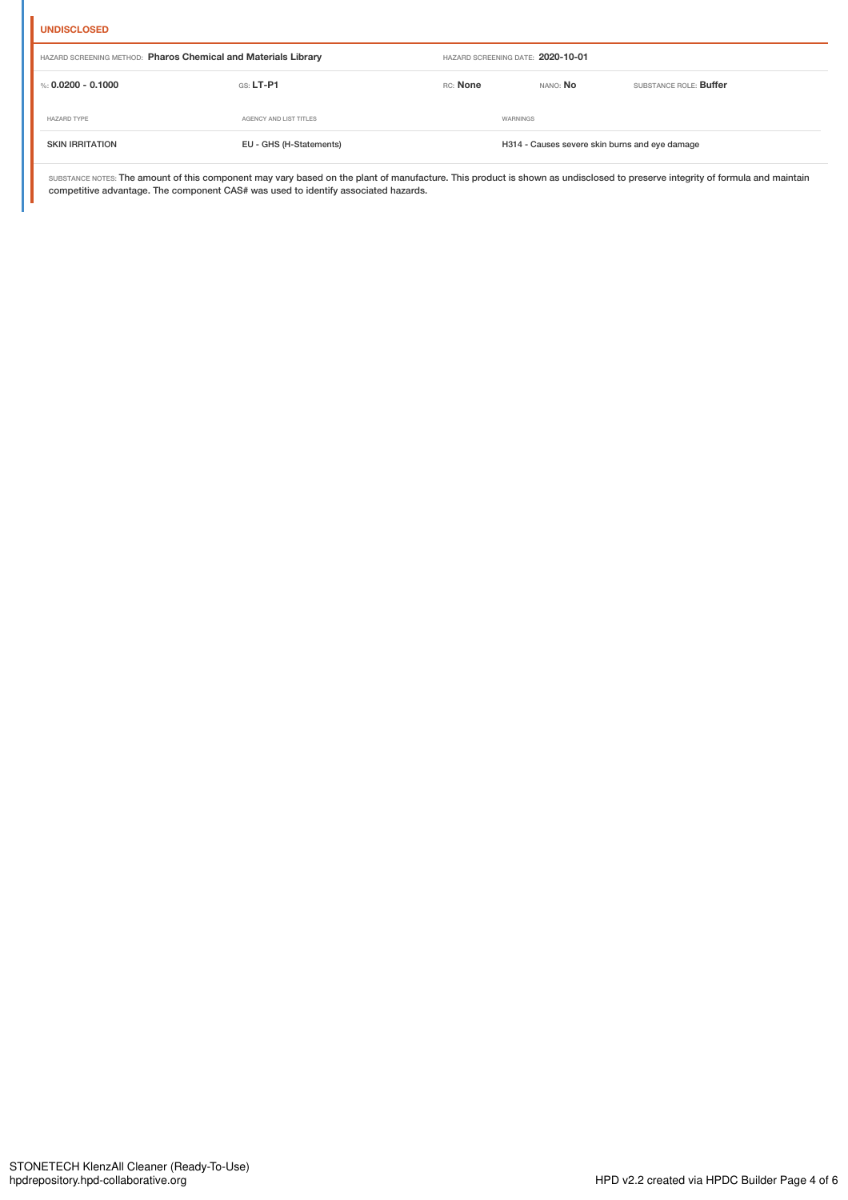**UNDISCLOSED**

HAZARD SCREENING METHOD: **Pharos Chemical and Materials Library** HAZARD SCREENING DATE: **2020-10-01**

%: **0.0200 - 0.1000** GS: **LT-P1** RC: **None** NANO: **No** SUBSTANCE ROLE: **Buffer**

| HAZARD TYPE | AGENCY AND LIST TITLES | WARNINGS |
|---|---|---|
| SKIN IRRITATION | EU - GHS (H-Statements) | H314 - Causes severe skin burns and eye damage |

SUBSTANCE NOTES: The amount of this component may vary based on the plant of manufacture. This product is shown as undisclosed to preserve integrity of formula and maintain competitive advantage. The component CAS# was used to identify associated hazards.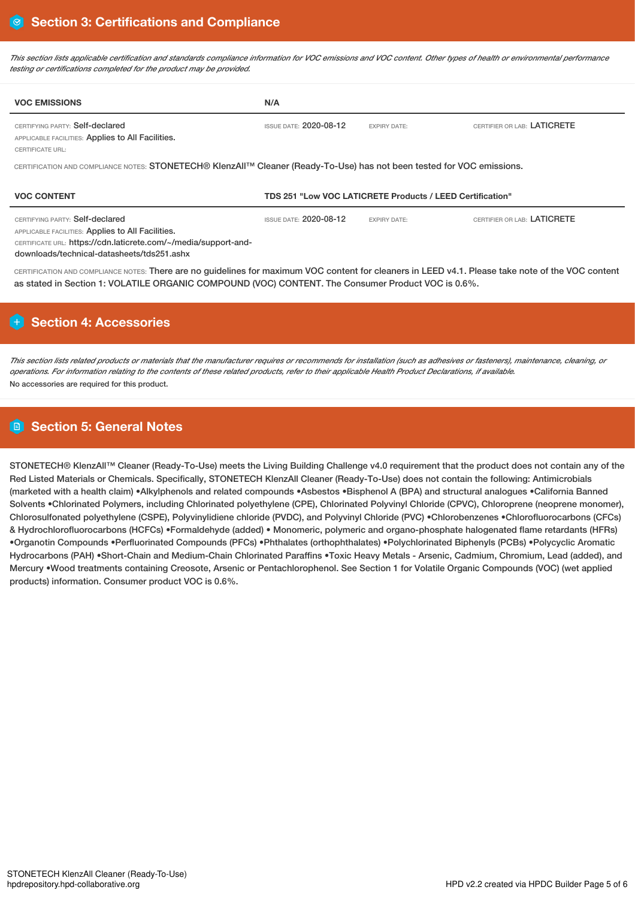## Section 3: Certifications and Compliance

*This section lists applicable certification and standards compliance information for VOC emissions and VOC content. Other types of health or environmental performance testing or certifications completed for the product may be provided.*

| VOC EMISSIONS | N/A | | |
|---|---|---|---|
| CERTIFYING PARTY: Self-declared<br>APPLICABLE FACILITIES: Applies to All Facilities.<br>CERTIFICATE URL: | ISSUE DATE: 2020-08-12 | EXPIRY DATE: | CERTIFIER OR LAB: LATICRETE |

CERTIFICATION AND COMPLIANCE NOTES: STONETECH® KlenzAll™ Cleaner (Ready-To-Use) has not been tested for VOC emissions.

| VOC CONTENT | TDS 251 "Low VOC LATICRETE Products / LEED Certification" | | |
|---|---|---|---|
| CERTIFYING PARTY: Self-declared<br>APPLICABLE FACILITIES: Applies to All Facilities.<br>CERTIFICATE URL: https://cdn.laticrete.com/~/media/support-and-downloads/technical-datasheets/tds251.ashx | ISSUE DATE: 2020-08-12 | EXPIRY DATE: | CERTIFIER OR LAB: LATICRETE |

CERTIFICATION AND COMPLIANCE NOTES: There are no guidelines for maximum VOC content for cleaners in LEED v4.1. Please take note of the VOC content as stated in Section 1: VOLATILE ORGANIC COMPOUND (VOC) CONTENT. The Consumer Product VOC is 0.6%.

## Section 4: Accessories

*This section lists related products or materials that the manufacturer requires or recommends for installation (such as adhesives or fasteners), maintenance, cleaning, or operations. For information relating to the contents of these related products, refer to their applicable Health Product Declarations, if available.*

No accessories are required for this product.

## Section 5: General Notes

STONETECH® KlenzAll™ Cleaner (Ready-To-Use) meets the Living Building Challenge v4.0 requirement that the product does not contain any of the Red Listed Materials or Chemicals. Specifically, STONETECH KlenzAll Cleaner (Ready-To-Use) does not contain the following: Antimicrobials (marketed with a health claim) •Alkylphenols and related compounds •Asbestos •Bisphenol A (BPA) and structural analogues •California Banned Solvents •Chlorinated Polymers, including Chlorinated polyethylene (CPE), Chlorinated Polyvinyl Chloride (CPVC), Chloroprene (neoprene monomer), Chlorosulfonated polyethylene (CSPE), Polyvinylidiene chloride (PVDC), and Polyvinyl Chloride (PVC) •Chlorobenzenes •Chlorofluorocarbons (CFCs) & Hydrochlorofluorocarbons (HCFCs) •Formaldehyde (added) • Monomeric, polymeric and organo-phosphate halogenated flame retardants (HFRs) •Organotin Compounds •Perfluorinated Compounds (PFCs) •Phthalates (orthophthalates) •Polychlorinated Biphenyls (PCBs) •Polycyclic Aromatic Hydrocarbons (PAH) •Short-Chain and Medium-Chain Chlorinated Paraffins •Toxic Heavy Metals - Arsenic, Cadmium, Chromium, Lead (added), and Mercury •Wood treatments containing Creosote, Arsenic or Pentachlorophenol. See Section 1 for Volatile Organic Compounds (VOC) (wet applied products) information. Consumer product VOC is 0.6%.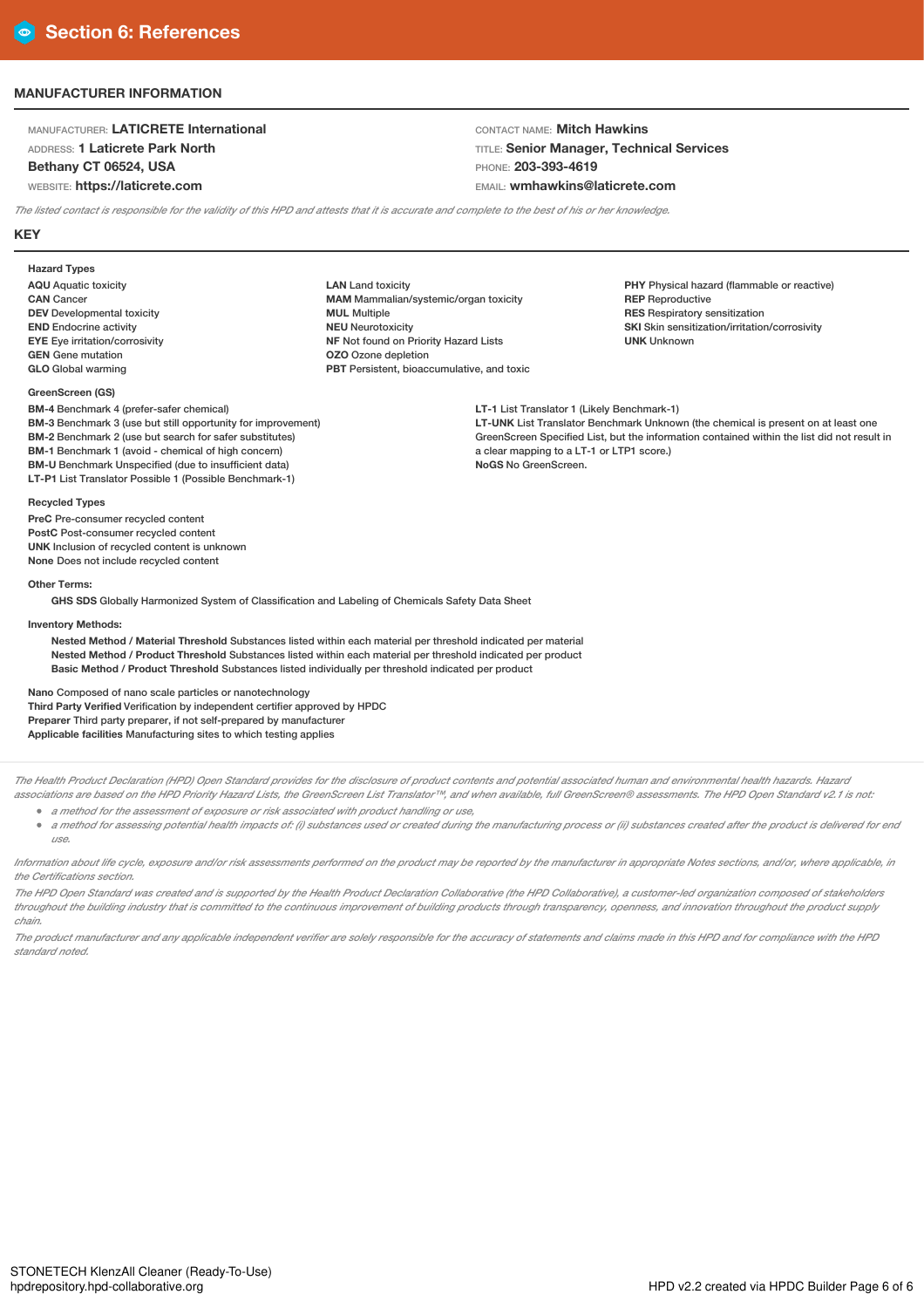## Section 6: References

### MANUFACTURER INFORMATION

MANUFACTURER: **LATICRETE International**
ADDRESS: **1 Laticrete Park North**
**Bethany CT 06524, USA**
WEBSITE: **https://laticrete.com**

CONTACT NAME: **Mitch Hawkins**
TITLE: **Senior Manager, Technical Services**
PHONE: **203-393-4619**
EMAIL: **wmhawkins@laticrete.com**

*The listed contact is responsible for the validity of this HPD and attests that it is accurate and complete to the best of his or her knowledge.*

### KEY

**Hazard Types**

**AQU** Aquatic toxicity
**CAN** Cancer
**DEV** Developmental toxicity
**END** Endocrine activity
**EYE** Eye irritation/corrosivity
**GEN** Gene mutation
**GLO** Global warming
**LAN** Land toxicity
**MAM** Mammalian/systemic/organ toxicity
**MUL** Multiple
**NEU** Neurotoxicity
**NF** Not found on Priority Hazard Lists
**OZO** Ozone depletion
**PBT** Persistent, bioaccumulative, and toxic
**PHY** Physical hazard (flammable or reactive)
**REP** Reproductive
**RES** Respiratory sensitization
**SKI** Skin sensitization/irritation/corrosivity
**UNK** Unknown

**GreenScreen (GS)**

**BM-4** Benchmark 4 (prefer-safer chemical)
**BM-3** Benchmark 3 (use but still opportunity for improvement)
**BM-2** Benchmark 2 (use but search for safer substitutes)
**BM-1** Benchmark 1 (avoid - chemical of high concern)
**BM-U** Benchmark Unspecified (due to insufficient data)
**LT-P1** List Translator Possible 1 (Possible Benchmark-1)
**LT-1** List Translator 1 (Likely Benchmark-1)
**LT-UNK** List Translator Benchmark Unknown (the chemical is present on at least one GreenScreen Specified List, but the information contained within the list did not result in a clear mapping to a LT-1 or LTP1 score.)
**NoGS** No GreenScreen.

**Recycled Types**

**PreC** Pre-consumer recycled content
**PostC** Post-consumer recycled content
**UNK** Inclusion of recycled content is unknown
**None** Does not include recycled content

**Other Terms:**

**GHS SDS** Globally Harmonized System of Classification and Labeling of Chemicals Safety Data Sheet

**Inventory Methods:**

**Nested Method / Material Threshold** Substances listed within each material per threshold indicated per material
**Nested Method / Product Threshold** Substances listed within each material per threshold indicated per product
**Basic Method / Product Threshold** Substances listed individually per threshold indicated per product

**Nano** Composed of nano scale particles or nanotechnology
**Third Party Verified** Verification by independent certifier approved by HPDC
**Preparer** Third party preparer, if not self-prepared by manufacturer
**Applicable facilities** Manufacturing sites to which testing applies

*The Health Product Declaration (HPD) Open Standard provides for the disclosure of product contents and potential associated human and environmental health hazards. Hazard associations are based on the HPD Priority Hazard Lists, the GreenScreen List Translator™, and when available, full GreenScreen® assessments. The HPD Open Standard v2.1 is not:*

- *a method for the assessment of exposure or risk associated with product handling or use,*
- *a method for assessing potential health impacts of: (i) substances used or created during the manufacturing process or (ii) substances created after the product is delivered for end use.*

*Information about life cycle, exposure and/or risk assessments performed on the product may be reported by the manufacturer in appropriate Notes sections, and/or, where applicable, in the Certifications section.*

*The HPD Open Standard was created and is supported by the Health Product Declaration Collaborative (the HPD Collaborative), a customer-led organization composed of stakeholders throughout the building industry that is committed to the continuous improvement of building products through transparency, openness, and innovation throughout the product supply chain.*

*The product manufacturer and any applicable independent verifier are solely responsible for the accuracy of statements and claims made in this HPD and for compliance with the HPD standard noted.*